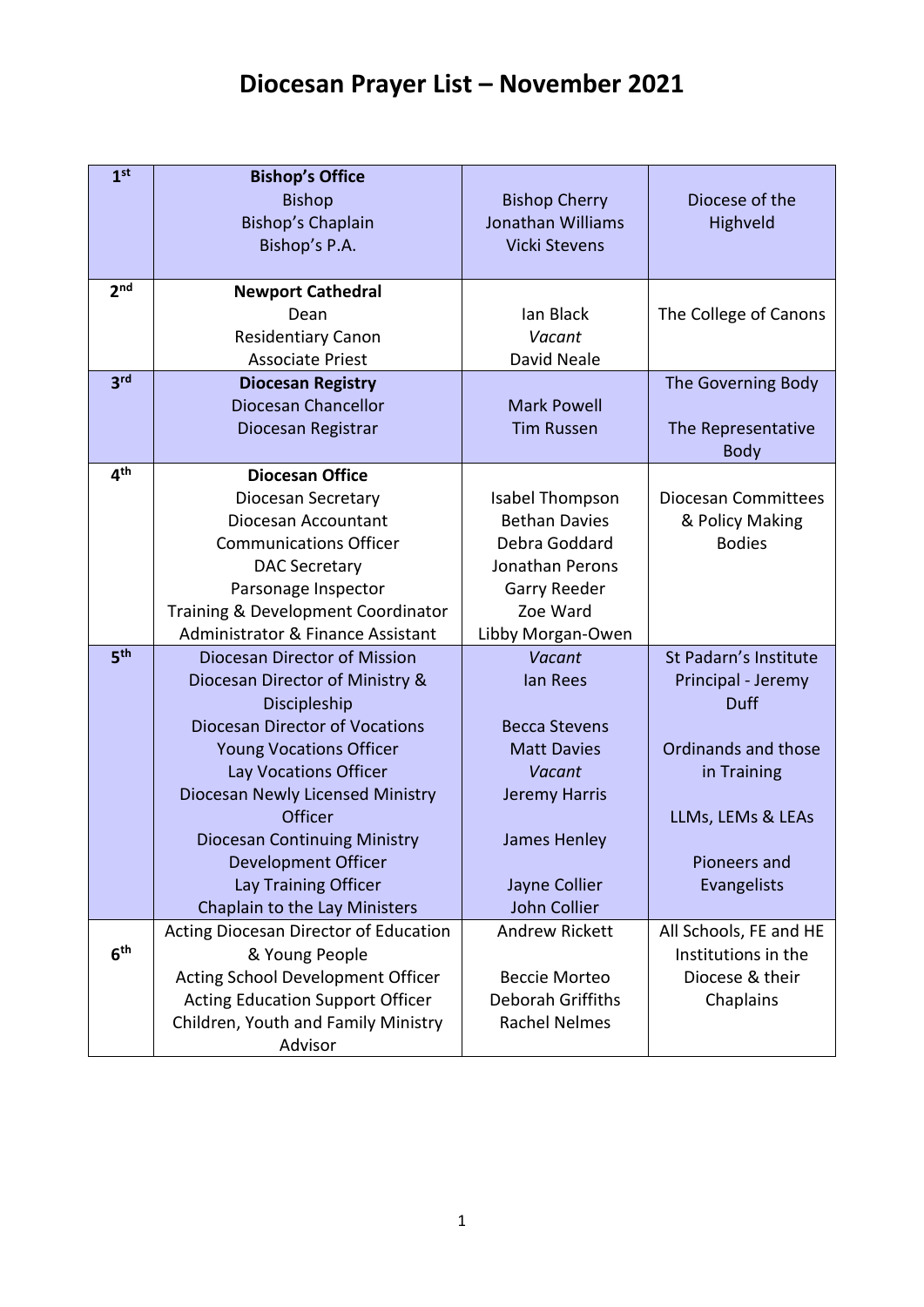# Diocesan Prayer List – November 2021

| | | | |
|---|---|---|---|
| 1st | **Bishop's Office**<br>Bishop<br>Bishop's Chaplain<br>Bishop's P.A. | <br>Bishop Cherry<br>Jonathan Williams<br>Vicki Stevens | Diocese of the Highveld |
| 2nd | **Newport Cathedral**<br>Dean<br>Residentiary Canon<br>Associate Priest | <br>Ian Black<br>*Vacant*<br>David Neale | The College of Canons |
| 3rd | **Diocesan Registry**<br>Diocesan Chancellor<br>Diocesan Registrar | <br>Mark Powell<br>Tim Russen | The Governing Body<br><br>The Representative Body |
| 4th | **Diocesan Office**<br>Diocesan Secretary<br>Diocesan Accountant<br>Communications Officer<br>DAC Secretary<br>Parsonage Inspector<br>Training & Development Coordinator<br>Administrator & Finance Assistant | <br>Isabel Thompson<br>Bethan Davies<br>Debra Goddard<br>Jonathan Perons<br>Garry Reeder<br>Zoe Ward<br>Libby Morgan-Owen | Diocesan Committees & Policy Making Bodies |
| 5th | Diocesan Director of Mission<br>Diocesan Director of Ministry & Discipleship<br>Diocesan Director of Vocations<br>Young Vocations Officer<br>Lay Vocations Officer<br>Diocesan Newly Licensed Ministry Officer<br>Diocesan Continuing Ministry Development Officer<br>Lay Training Officer<br>Chaplain to the Lay Ministers | *Vacant*<br>Ian Rees<br><br>Becca Stevens<br>Matt Davies<br>*Vacant*<br>Jeremy Harris<br><br>James Henley<br><br>Jayne Collier<br>John Collier | St Padarn's Institute Principal - Jeremy Duff<br><br>Ordinands and those in Training<br><br>LLMs, LEMs & LEAs<br><br>Pioneers and Evangelists |
| 6th | Acting Diocesan Director of Education & Young People<br>Acting School Development Officer<br>Acting Education Support Officer<br>Children, Youth and Family Ministry Advisor | Andrew Rickett<br><br>Beccie Morteo<br>Deborah Griffiths<br>Rachel Nelmes | All Schools, FE and HE Institutions in the Diocese & their Chaplains |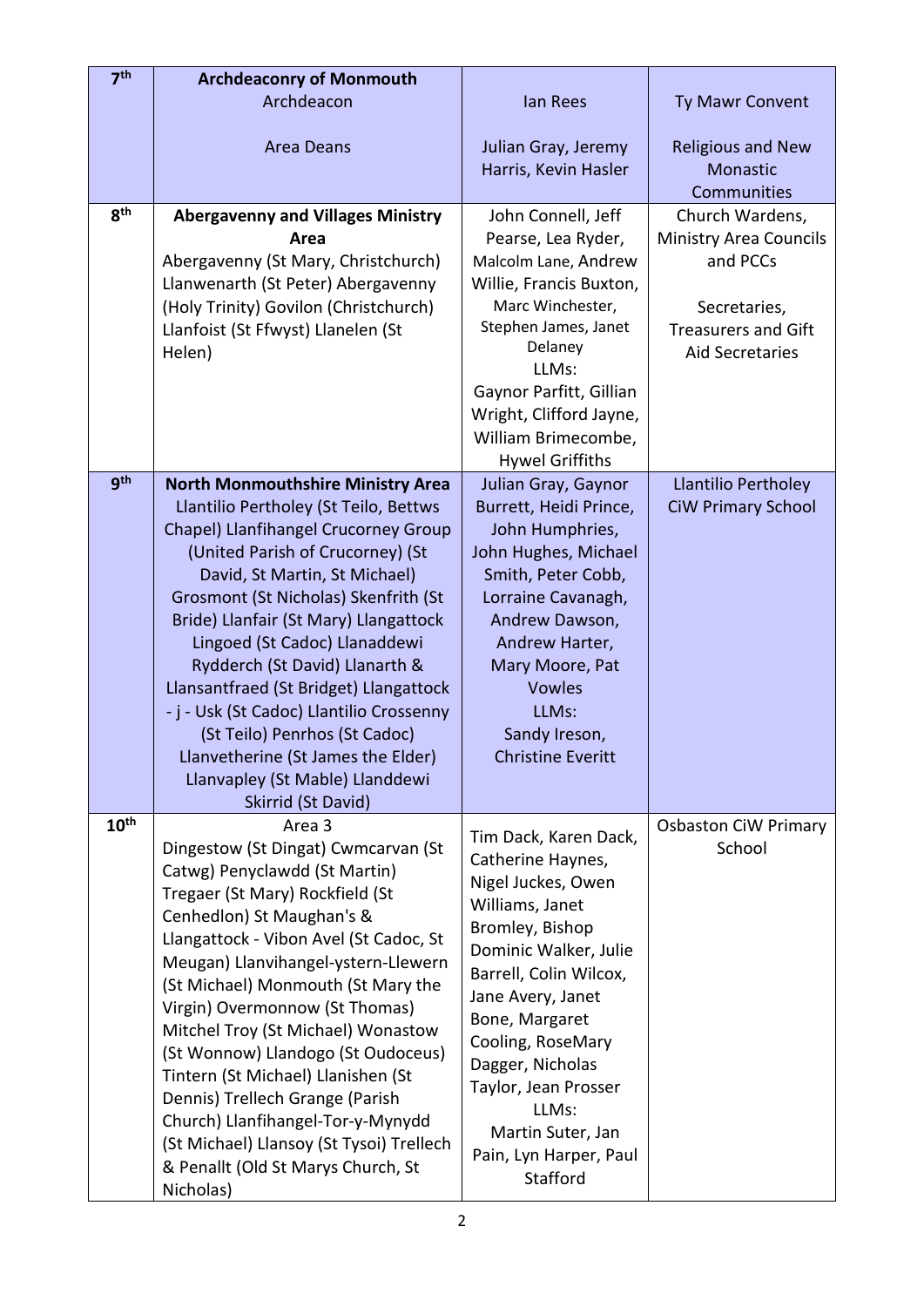| 7th | **Archdeaconry of Monmouth**<br>Archdeacon<br><br>Area Deans | <br>Ian Rees<br><br>Julian Gray, Jeremy Harris, Kevin Hasler | <br>Ty Mawr Convent<br><br>Religious and New Monastic Communities |
|---|---|---|---|
| 8th | **Abergavenny and Villages Ministry Area**<br>Abergavenny (St Mary, Christchurch) Llanwenarth (St Peter) Abergavenny (Holy Trinity) Govilon (Christchurch) Llanfoist (St Ffwyst) Llanelen (St Helen) | John Connell, Jeff Pearse, Lea Ryder, Malcolm Lane, Andrew Willie, Francis Buxton, Marc Winchester, Stephen James, Janet Delaney<br>LLMs:<br>Gaynor Parfitt, Gillian Wright, Clifford Jayne, William Brimecombe, Hywel Griffiths | Church Wardens, Ministry Area Councils and PCCs<br><br>Secretaries, Treasurers and Gift Aid Secretaries |
| 9th | **North Monmouthshire Ministry Area**<br>Llantilio Pertholey (St Teilo, Bettws Chapel) Llanfihangel Crucorney Group (United Parish of Crucorney) (St David, St Martin, St Michael) Grosmont (St Nicholas) Skenfrith (St Bride) Llanfair (St Mary) Llangattock Lingoed (St Cadoc) Llanaddewi Rydderch (St David) Llanarth & Llansantfraed (St Bridget) Llangattock - j - Usk (St Cadoc) Llantilio Crossenny (St Teilo) Penrhos (St Cadoc) Llanvetherine (St James the Elder) Llanvapley (St Mable) Llanddewi Skirrid (St David) | Julian Gray, Gaynor Burrett, Heidi Prince, John Humphries, John Hughes, Michael Smith, Peter Cobb, Lorraine Cavanagh, Andrew Dawson, Andrew Harter, Mary Moore, Pat Vowles<br>LLMs:<br>Sandy Ireson, Christine Everitt | Llantilio Pertholey CiW Primary School |
| 10th | Area 3<br>Dingestow (St Dingat) Cwmcarvan (St Catwg) Penyclawdd (St Martin) Tregaer (St Mary) Rockfield (St Cenhedlon) St Maughan's & Llangattock - Vibon Avel (St Cadoc, St Meugan) Llanvihangel-ystern-Llewern (St Michael) Monmouth (St Mary the Virgin) Overmonnow (St Thomas) Mitchel Troy (St Michael) Wonastow (St Wonnow) Llandogo (St Oudoceus) Tintern (St Michael) Llanishen (St Dennis) Trellech Grange (Parish Church) Llanfihangel-Tor-y-Mynydd (St Michael) Llansoy (St Tysoi) Trellech & Penallt (Old St Marys Church, St Nicholas) | Tim Dack, Karen Dack, Catherine Haynes, Nigel Juckes, Owen Williams, Janet Bromley, Bishop Dominic Walker, Julie Barrell, Colin Wilcox, Jane Avery, Janet Bone, Margaret Cooling, RoseMary Dagger, Nicholas Taylor, Jean Prosser<br>LLMs:<br>Martin Suter, Jan Pain, Lyn Harper, Paul Stafford | Osbaston CiW Primary School |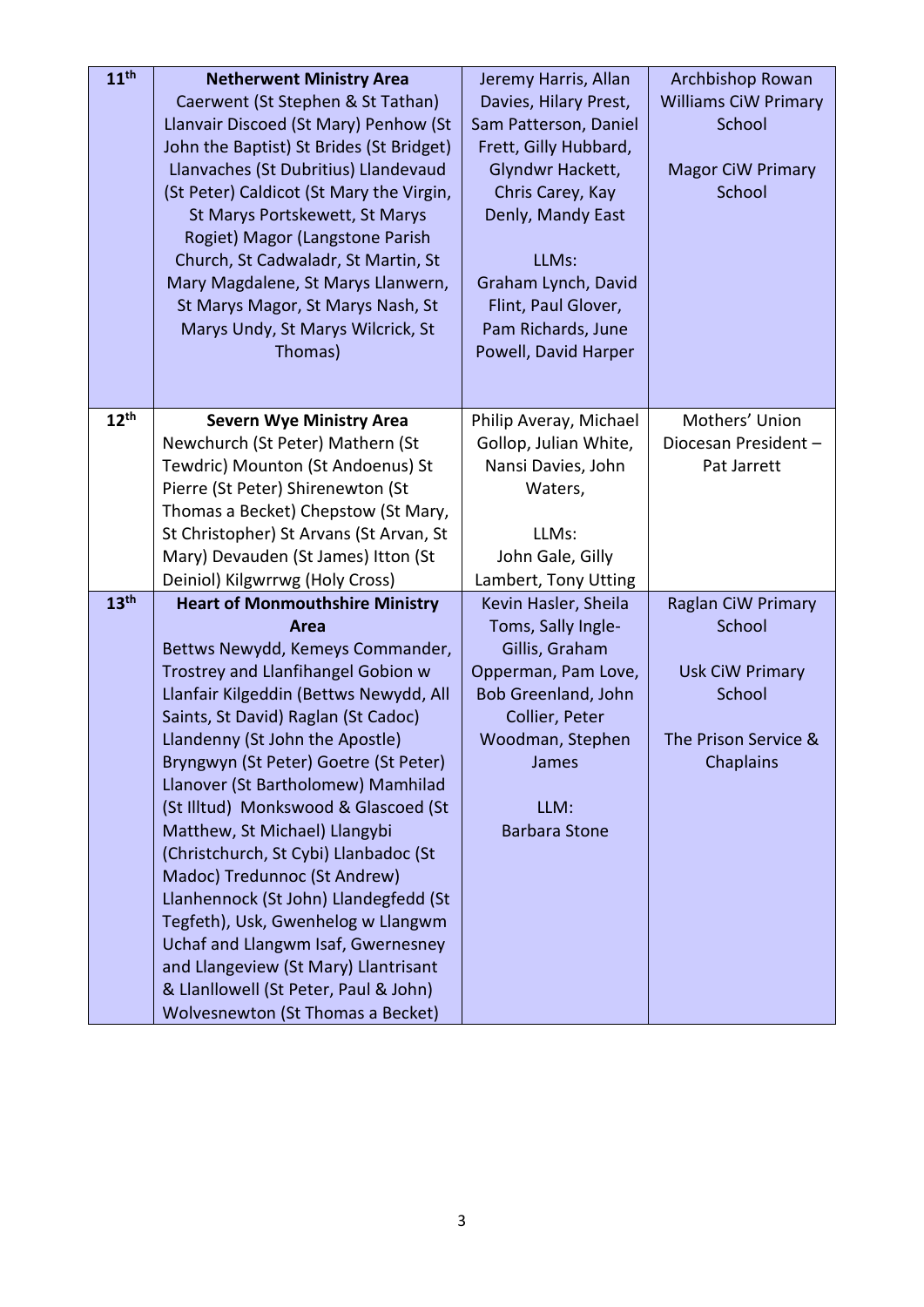| | | | |
|---|---|---|---|
| 11th | **Netherwent Ministry Area** Caerwent (St Stephen & St Tathan) Llanvair Discoed (St Mary) Penhow (St John the Baptist) St Brides (St Bridget) Llanvaches (St Dubritius) Llandevaud (St Peter) Caldicot (St Mary the Virgin, St Marys Portskewett, St Marys Rogiet) Magor (Langstone Parish Church, St Cadwaladr, St Martin, St Mary Magdalene, St Marys Llanwern, St Marys Magor, St Marys Nash, St Marys Undy, St Marys Wilcrick, St Thomas) | Jeremy Harris, Allan Davies, Hilary Prest, Sam Patterson, Daniel Frett, Gilly Hubbard, Glyndwr Hackett, Chris Carey, Kay Denly, Mandy East<br><br>LLMs:<br>Graham Lynch, David Flint, Paul Glover, Pam Richards, June Powell, David Harper | Archbishop Rowan Williams CiW Primary School<br><br>Magor CiW Primary School |
| 12th | **Severn Wye Ministry Area** Newchurch (St Peter) Mathern (St Tewdric) Mounton (St Andoenus) St Pierre (St Peter) Shirenewton (St Thomas a Becket) Chepstow (St Mary, St Christopher) St Arvans (St Arvan, St Mary) Devauden (St James) Itton (St Deiniol) Kilgwrrwg (Holy Cross) | Philip Averay, Michael Gollop, Julian White, Nansi Davies, John Waters,<br><br>LLMs:<br>John Gale, Gilly Lambert, Tony Utting | Mothers' Union Diocesan President – Pat Jarrett |
| 13th | **Heart of Monmouthshire Ministry Area** Bettws Newydd, Kemeys Commander, Trostrey and Llanfihangel Gobion w Llanfair Kilgeddin (Bettws Newydd, All Saints, St David) Raglan (St Cadoc) Llandenny (St John the Apostle) Bryngwyn (St Peter) Goetre (St Peter) Llanover (St Bartholomew) Mamhilad (St Illtud) Monkswood & Glascoed (St Matthew, St Michael) Llangybi (Christchurch, St Cybi) Llanbadoc (St Madoc) Tredunnoc (St Andrew) Llanhennock (St John) Llandegfedd (St Tegfeth), Usk, Gwenhelog w Llangwm Uchaf and Llangwm Isaf, Gwernesney and Llangeview (St Mary) Llantrisant & Llanllowell (St Peter, Paul & John) Wolvesnewton (St Thomas a Becket) | Kevin Hasler, Sheila Toms, Sally Ingle-Gillis, Graham Opperman, Pam Love, Bob Greenland, John Collier, Peter Woodman, Stephen James<br><br>LLM:<br>Barbara Stone | Raglan CiW Primary School<br><br>Usk CiW Primary School<br><br>The Prison Service & Chaplains |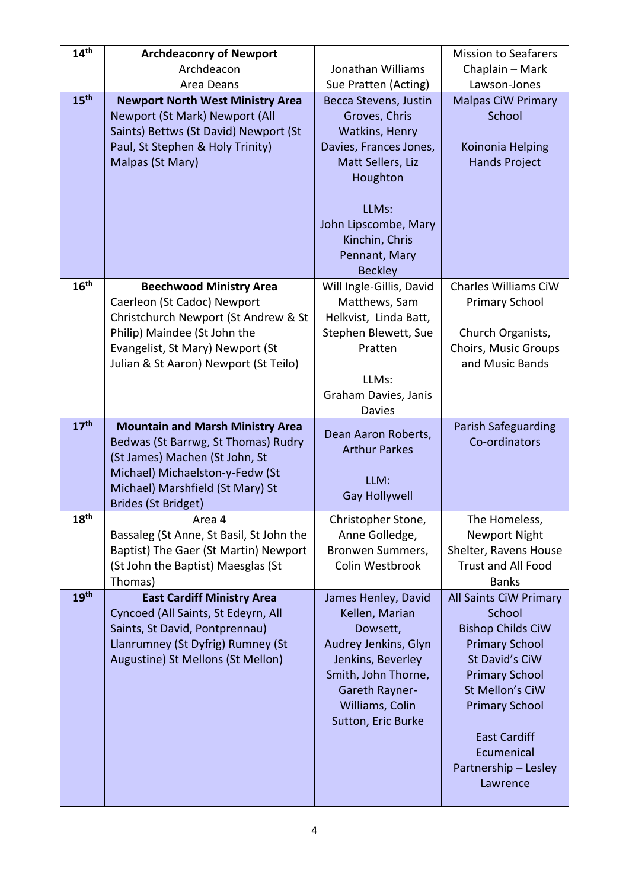| 14th | **Archdeaconry of Newport**<br>Archdeacon<br>Area Deans | <br>Jonathan Williams<br>Sue Pratten (Acting) | Mission to Seafarers Chaplain – Mark Lawson-Jones |
|---|---|---|---|
| 15th | **Newport North West Ministry Area**<br>Newport (St Mark) Newport (All Saints) Bettws (St David) Newport (St Paul, St Stephen & Holy Trinity) Malpas (St Mary) | Becca Stevens, Justin Groves, Chris Watkins, Henry Davies, Frances Jones, Matt Sellers, Liz Houghton<br><br>LLMs:<br>John Lipscombe, Mary Kinchin, Chris Pennant, Mary Beckley | Malpas CiW Primary School<br><br>Koinonia Helping Hands Project |
| 16th | **Beechwood Ministry Area**<br>Caerleon (St Cadoc) Newport Christchurch Newport (St Andrew & St Philip) Maindee (St John the Evangelist, St Mary) Newport (St Julian & St Aaron) Newport (St Teilo) | Will Ingle-Gillis, David Matthews, Sam Helkvist, Linda Batt, Stephen Blewett, Sue Pratten<br><br>LLMs:<br>Graham Davies, Janis Davies | Charles Williams CiW Primary School<br><br>Church Organists, Choirs, Music Groups and Music Bands |
| 17th | **Mountain and Marsh Ministry Area**<br>Bedwas (St Barrwg, St Thomas) Rudry (St James) Machen (St John, St Michael) Michaelston-y-Fedw (St Michael) Marshfield (St Mary) St Brides (St Bridget) | Dean Aaron Roberts, Arthur Parkes<br><br>LLM:<br>Gay Hollywell | Parish Safeguarding Co-ordinators |
| 18th | Area 4<br>Bassaleg (St Anne, St Basil, St John the Baptist) The Gaer (St Martin) Newport (St John the Baptist) Maesglas (St Thomas) | Christopher Stone, Anne Golledge, Bronwen Summers, Colin Westbrook | The Homeless, Newport Night Shelter, Ravens House Trust and All Food Banks |
| 19th | **East Cardiff Ministry Area**<br>Cyncoed (All Saints, St Edeyrn, All Saints, St David, Pontprennau) Llanrumney (St Dyfrig) Rumney (St Augustine) St Mellons (St Mellon) | James Henley, David Kellen, Marian Dowsett, Audrey Jenkins, Glyn Jenkins, Beverley Smith, John Thorne, Gareth Rayner-Williams, Colin Sutton, Eric Burke | All Saints CiW Primary School<br>Bishop Childs CiW Primary School<br>St David's CiW Primary School<br>St Mellon's CiW Primary School<br><br>East Cardiff Ecumenical Partnership – Lesley Lawrence |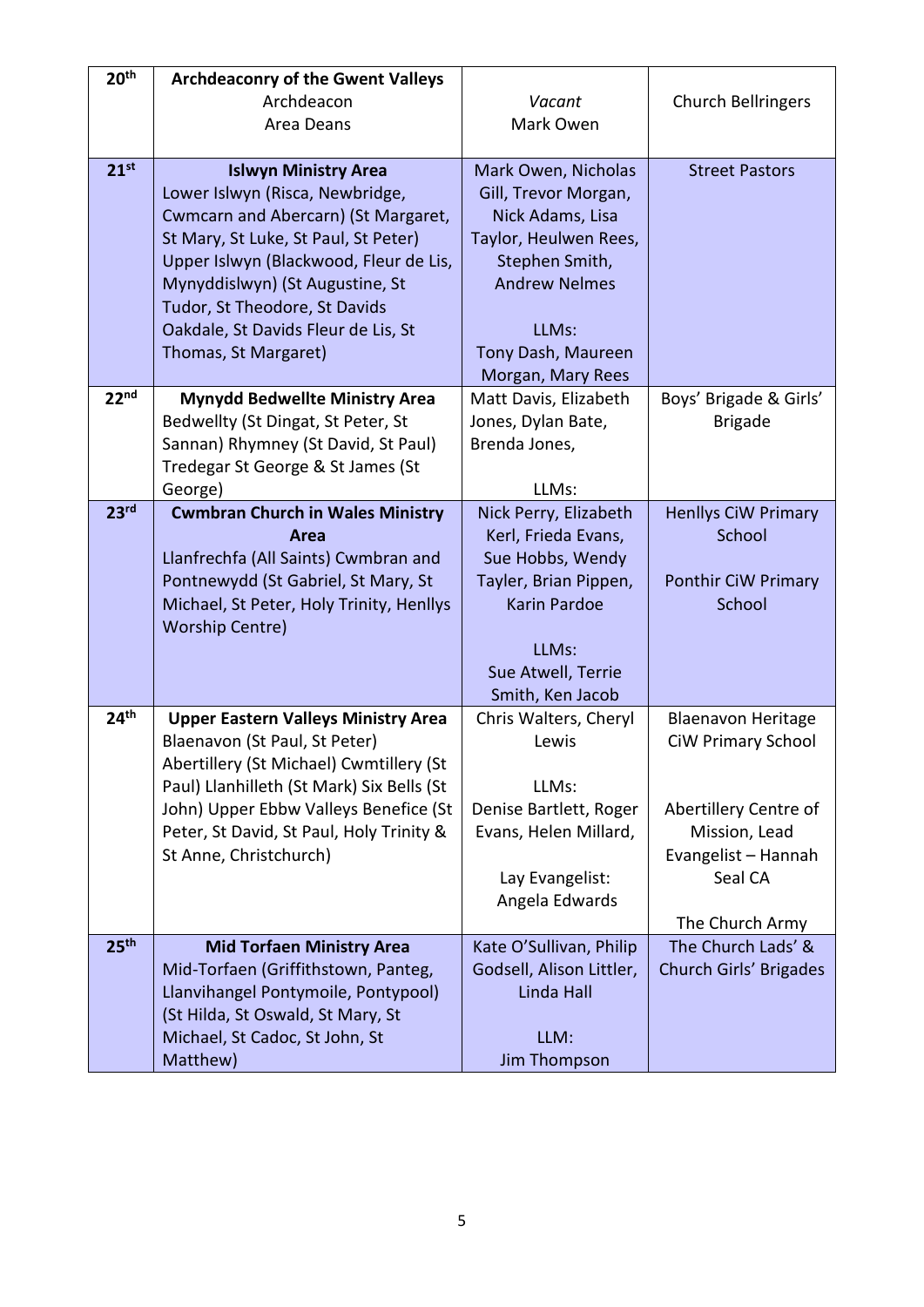| | | | |
|---|---|---|---|
| 20th | **Archdeaconry of the Gwent Valleys**<br>Archdeacon<br>Area Deans | <br>*Vacant*<br>Mark Owen | Church Bellringers |
| 21st | **Islwyn Ministry Area**<br>Lower Islwyn (Risca, Newbridge, Cwmcarn and Abercarn) (St Margaret, St Mary, St Luke, St Paul, St Peter) Upper Islwyn (Blackwood, Fleur de Lis, Mynyddislwyn) (St Augustine, St Tudor, St Theodore, St Davids Oakdale, St Davids Fleur de Lis, St Thomas, St Margaret) | Mark Owen, Nicholas Gill, Trevor Morgan, Nick Adams, Lisa Taylor, Heulwen Rees, Stephen Smith, Andrew Nelmes<br><br>LLMs:<br>Tony Dash, Maureen Morgan, Mary Rees | Street Pastors |
| 22nd | **Mynydd Bedwellte Ministry Area**<br>Bedwellty (St Dingat, St Peter, St Sannan) Rhymney (St David, St Paul) Tredegar St George & St James (St George) | Matt Davis, Elizabeth Jones, Dylan Bate, Brenda Jones,<br><br>LLMs: | Boys' Brigade & Girls' Brigade |
| 23rd | **Cwmbran Church in Wales Ministry Area**<br>Llanfrechfa (All Saints) Cwmbran and Pontnewydd (St Gabriel, St Mary, St Michael, St Peter, Holy Trinity, Henllys Worship Centre) | Nick Perry, Elizabeth Kerl, Frieda Evans, Sue Hobbs, Wendy Tayler, Brian Pippen, Karin Pardoe<br><br>LLMs:<br>Sue Atwell, Terrie Smith, Ken Jacob | Henllys CiW Primary School<br><br>Ponthir CiW Primary School |
| 24th | **Upper Eastern Valleys Ministry Area**<br>Blaenavon (St Paul, St Peter) Abertillery (St Michael) Cwmtillery (St Paul) Llanhilleth (St Mark) Six Bells (St John) Upper Ebbw Valleys Benefice (St Peter, St David, St Paul, Holy Trinity & St Anne, Christchurch) | Chris Walters, Cheryl Lewis<br><br>LLMs:<br>Denise Bartlett, Roger Evans, Helen Millard,<br><br>Lay Evangelist:<br>Angela Edwards | Blaenavon Heritage CiW Primary School<br><br>Abertillery Centre of Mission, Lead Evangelist – Hannah Seal CA<br><br>The Church Army |
| 25th | **Mid Torfaen Ministry Area**<br>Mid-Torfaen (Griffithstown, Panteg, Llanvihangel Pontymoile, Pontypool) (St Hilda, St Oswald, St Mary, St Michael, St Cadoc, St John, St Matthew) | Kate O'Sullivan, Philip Godsell, Alison Littler, Linda Hall<br><br>LLM:<br>Jim Thompson | The Church Lads' & Church Girls' Brigades |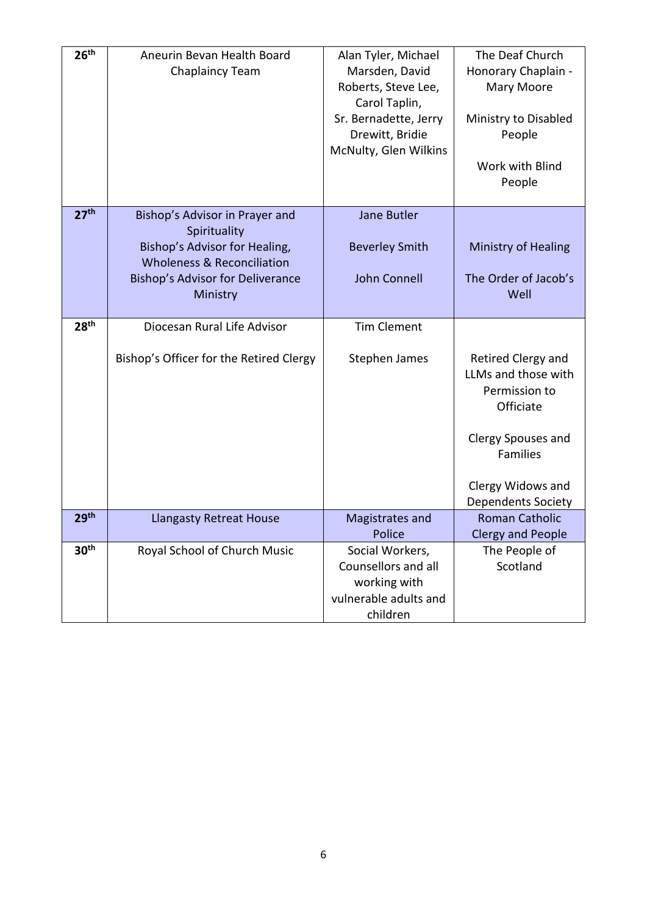| | | | |
|---|---|---|---|
| **26th** | Aneurin Bevan Health Board Chaplaincy Team | Alan Tyler, Michael Marsden, David Roberts, Steve Lee, Carol Taplin, Sr. Bernadette, Jerry Drewitt, Bridie McNulty, Glen Wilkins | The Deaf Church Honorary Chaplain - Mary Moore<br><br>Ministry to Disabled People<br><br>Work with Blind People |
| **27th** | Bishop's Advisor in Prayer and Spirituality<br>Bishop's Advisor for Healing, Wholeness & Reconciliation<br>Bishop's Advisor for Deliverance Ministry | Jane Butler<br><br>Beverley Smith<br><br>John Connell | Ministry of Healing<br><br>The Order of Jacob's Well |
| **28th** | Diocesan Rural Life Advisor<br><br>Bishop's Officer for the Retired Clergy | Tim Clement<br><br>Stephen James | Retired Clergy and LLMs and those with Permission to Officiate<br><br>Clergy Spouses and Families<br><br>Clergy Widows and Dependents Society |
| **29th** | Llangasty Retreat House | Magistrates and Police | Roman Catholic Clergy and People |
| **30th** | Royal School of Church Music | Social Workers, Counsellors and all working with vulnerable adults and children | The People of Scotland |